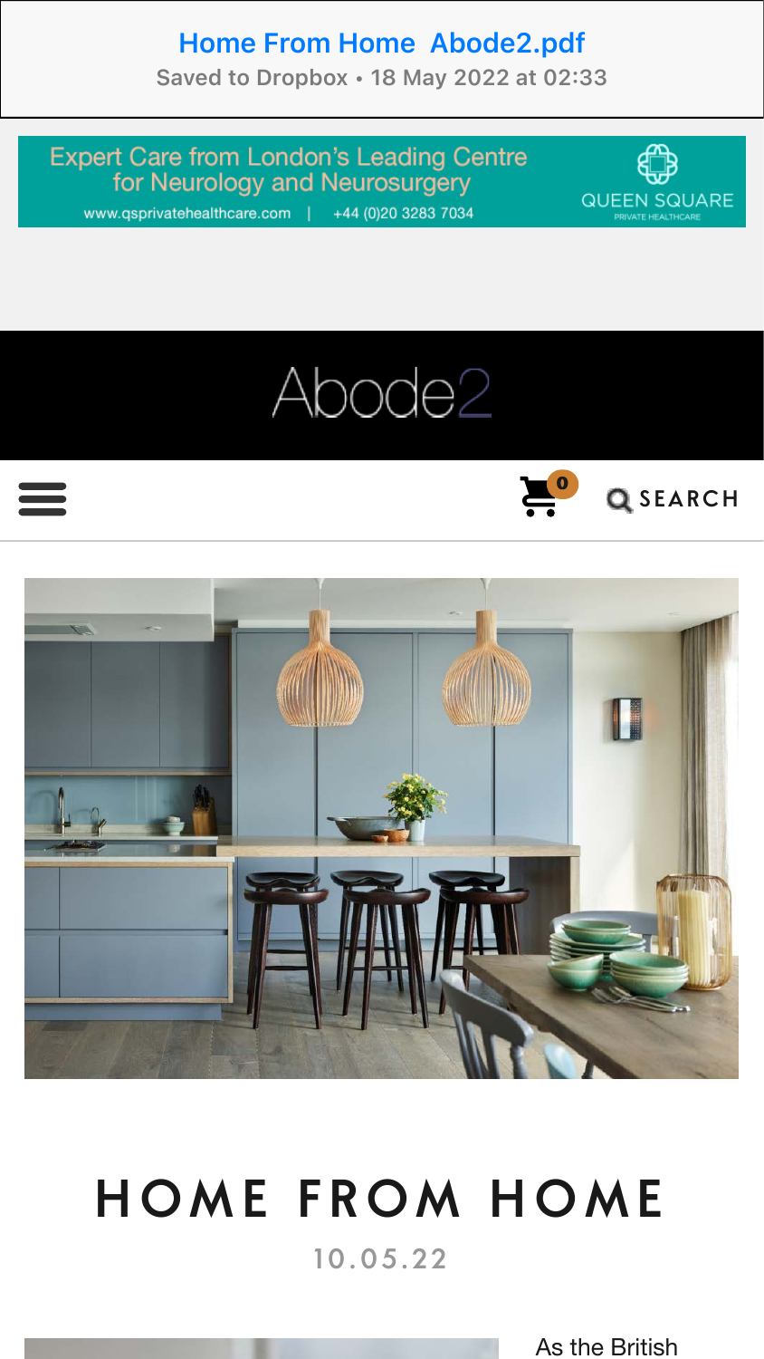Home From Home Abode2.pdf
Saved to Dropbox • 18 May 2022 at 02:33

Expert Care from London's Leading Centre for Neurology and Neurosurgery
www.qsprivatehealthcare.com | +44 (0)20 3283 7034
QUEEN SQUARE PRIVATE HEALTHCARE

Abode2

0 SEARCH

# HOME FROM HOME

10.05.22

As the British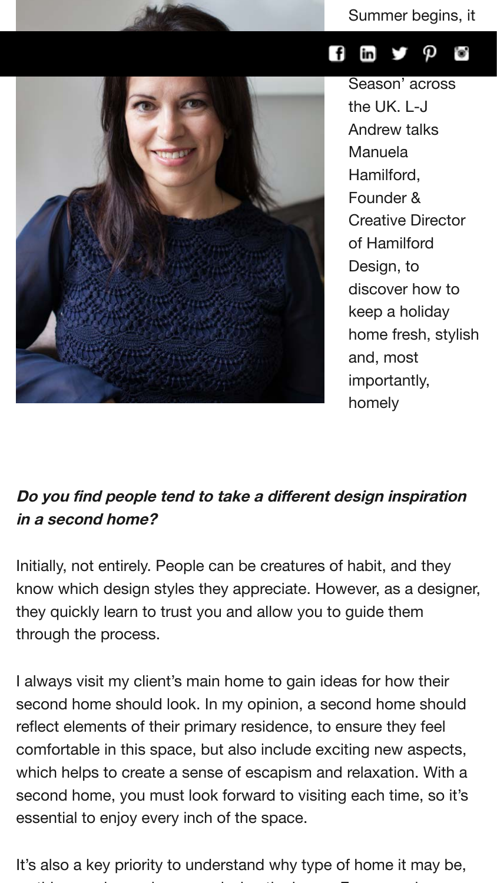Summer begins, it

Season' across the UK. L-J Andrew talks Manuela Hamilford, Founder & Creative Director of Hamilford Design, to discover how to keep a holiday home fresh, stylish and, most importantly, homely

***Do you find people tend to take a different design inspiration in a second home?***

Initially, not entirely. People can be creatures of habit, and they know which design styles they appreciate. However, as a designer, they quickly learn to trust you and allow you to guide them through the process.

I always visit my client's main home to gain ideas for how their second home should look. In my opinion, a second home should reflect elements of their primary residence, to ensure they feel comfortable in this space, but also include exciting new aspects, which helps to create a sense of escapism and relaxation. With a second home, you must look forward to visiting each time, so it's essential to enjoy every inch of the space.

It's also a key priority to understand why type of home it may be,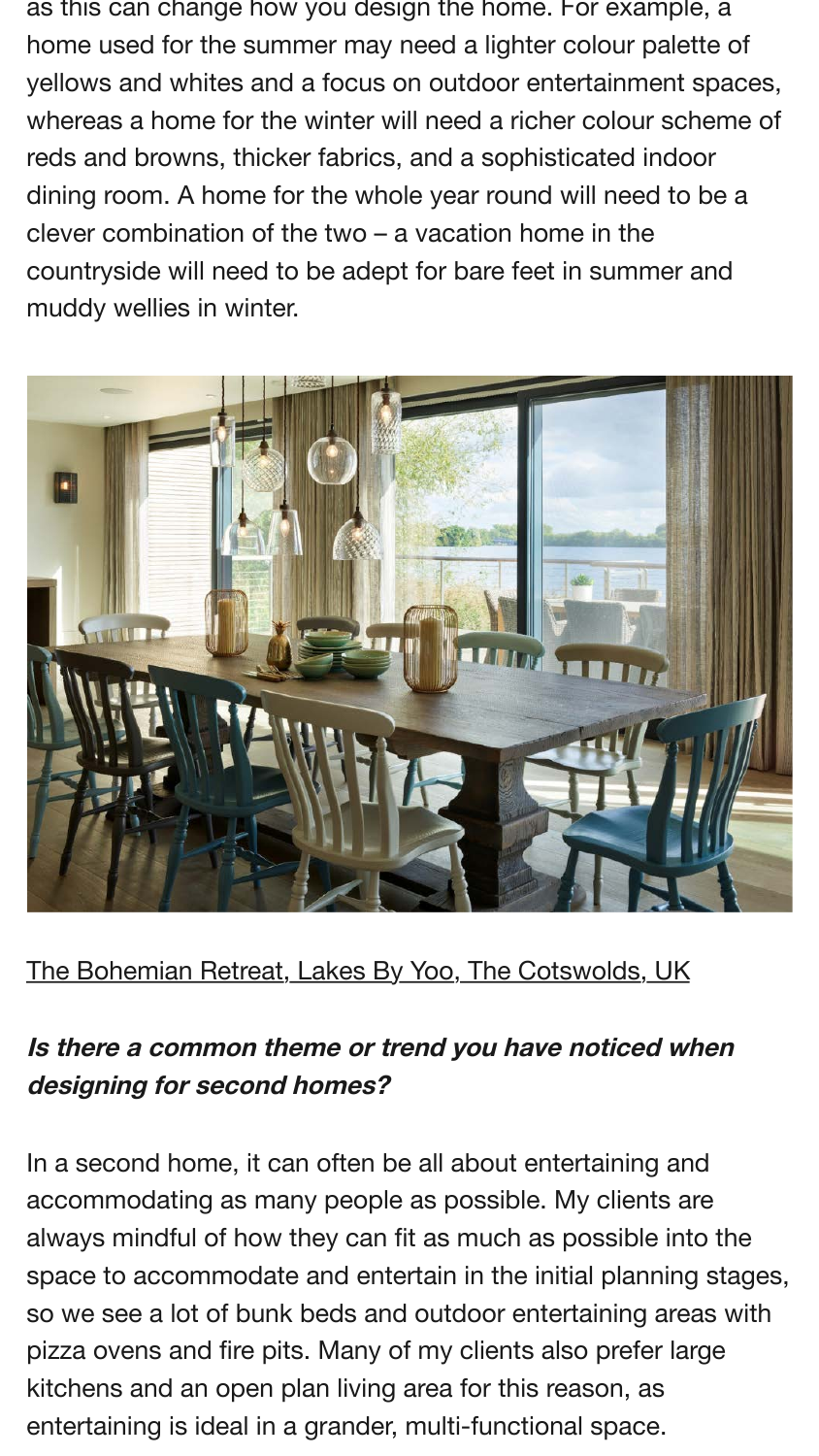as this can change how you design the home. For example, a home used for the summer may need a lighter colour palette of yellows and whites and a focus on outdoor entertainment spaces, whereas a home for the winter will need a richer colour scheme of reds and browns, thicker fabrics, and a sophisticated indoor dining room. A home for the whole year round will need to be a clever combination of the two – a vacation home in the countryside will need to be adept for bare feet in summer and muddy wellies in winter.

The Bohemian Retreat, Lakes By Yoo, The Cotswolds, UK

***Is there a common theme or trend you have noticed when designing for second homes?***

In a second home, it can often be all about entertaining and accommodating as many people as possible. My clients are always mindful of how they can fit as much as possible into the space to accommodate and entertain in the initial planning stages, so we see a lot of bunk beds and outdoor entertaining areas with pizza ovens and fire pits. Many of my clients also prefer large kitchens and an open plan living area for this reason, as entertaining is ideal in a grander, multi-functional space.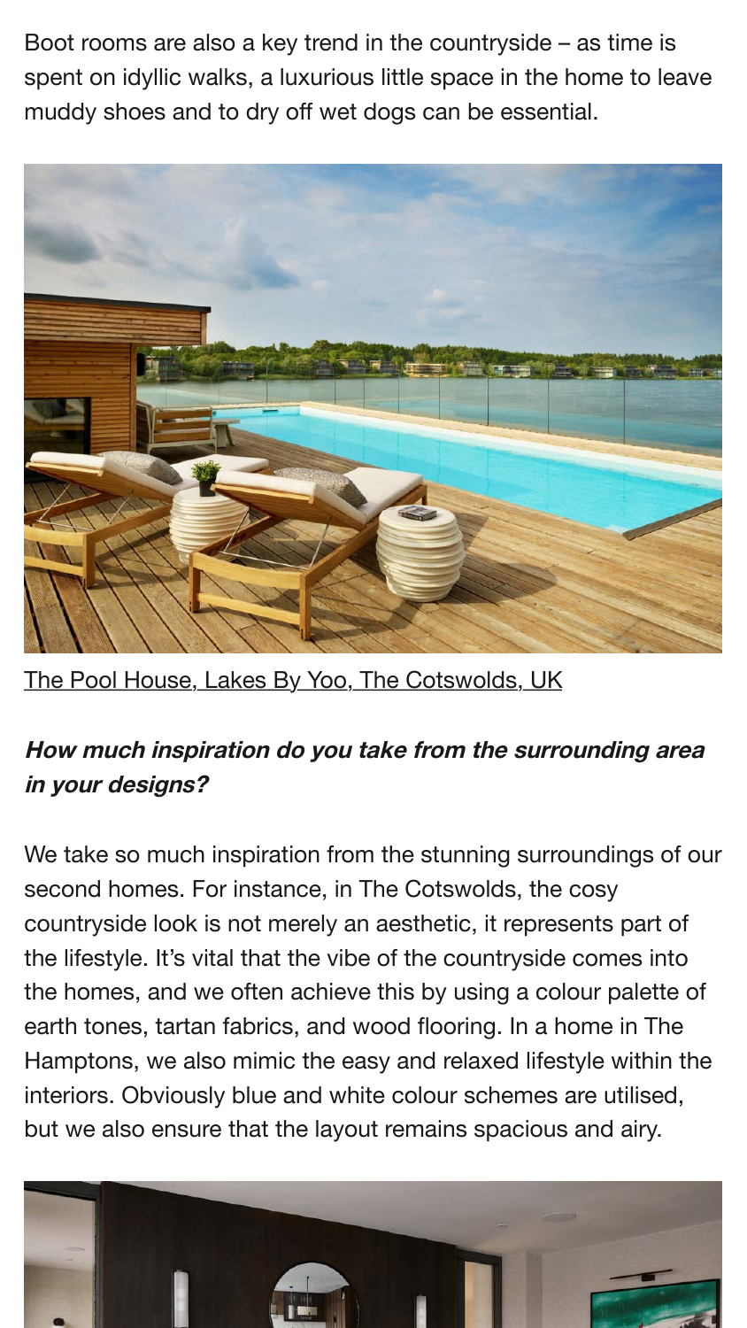Boot rooms are also a key trend in the countryside – as time is spent on idyllic walks, a luxurious little space in the home to leave muddy shoes and to dry off wet dogs can be essential.

The Pool House, Lakes By Yoo, The Cotswolds, UK

***How much inspiration do you take from the surrounding area in your designs?***

We take so much inspiration from the stunning surroundings of our second homes. For instance, in The Cotswolds, the cosy countryside look is not merely an aesthetic, it represents part of the lifestyle. It's vital that the vibe of the countryside comes into the homes, and we often achieve this by using a colour palette of earth tones, tartan fabrics, and wood flooring. In a home in The Hamptons, we also mimic the easy and relaxed lifestyle within the interiors. Obviously blue and white colour schemes are utilised, but we also ensure that the layout remains spacious and airy.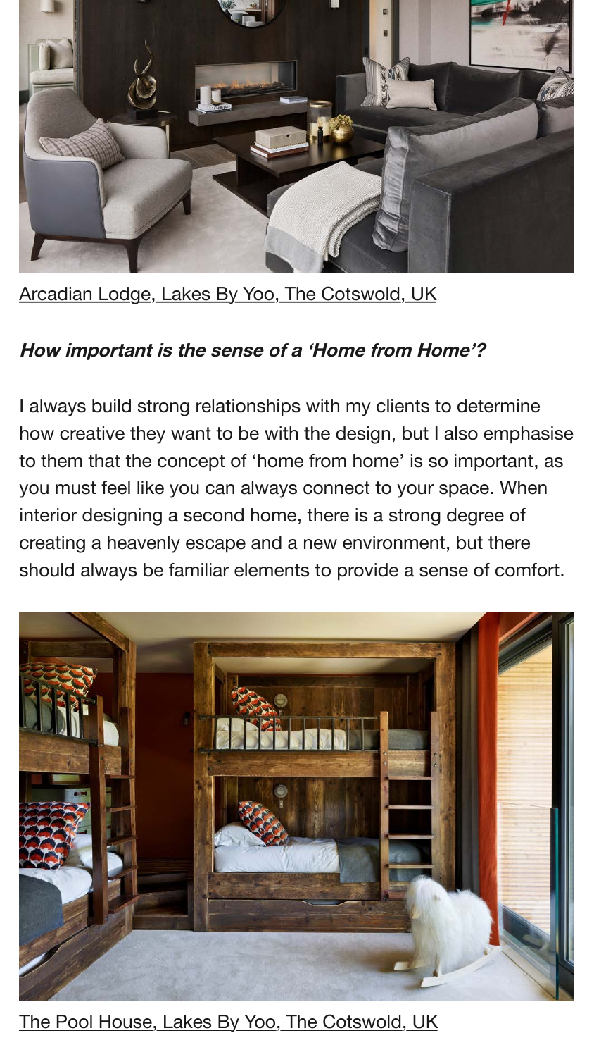Arcadian Lodge, Lakes By Yoo, The Cotswold, UK

***How important is the sense of a 'Home from Home'?***

I always build strong relationships with my clients to determine how creative they want to be with the design, but I also emphasise to them that the concept of 'home from home' is so important, as you must feel like you can always connect to your space. When interior designing a second home, there is a strong degree of creating a heavenly escape and a new environment, but there should always be familiar elements to provide a sense of comfort.

The Pool House, Lakes By Yoo, The Cotswold, UK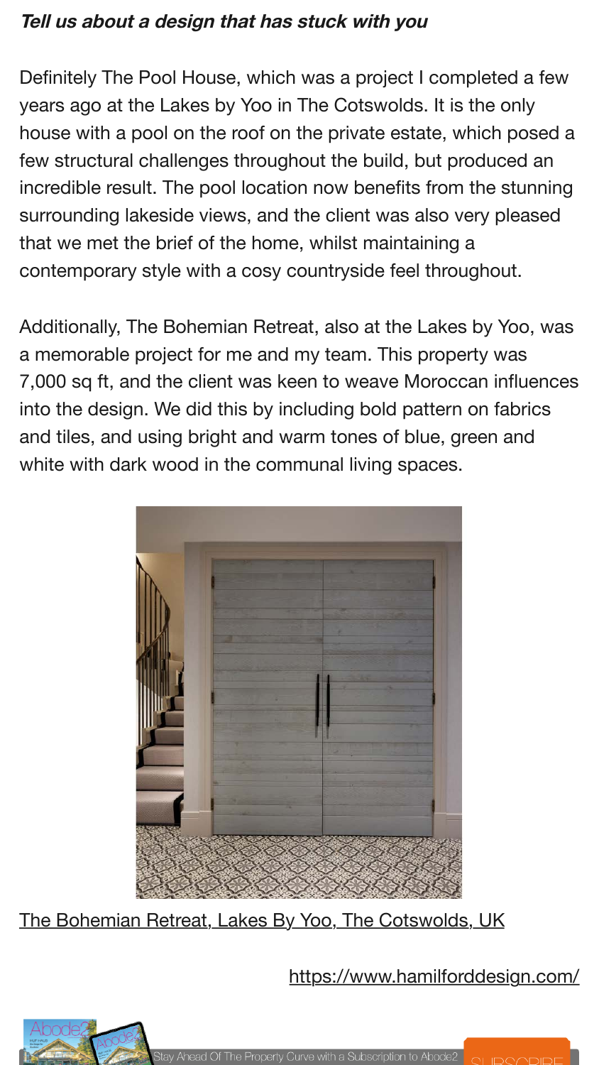***Tell us about a design that has stuck with you***

Definitely The Pool House, which was a project I completed a few years ago at the Lakes by Yoo in The Cotswolds. It is the only house with a pool on the roof on the private estate, which posed a few structural challenges throughout the build, but produced an incredible result. The pool location now benefits from the stunning surrounding lakeside views, and the client was also very pleased that we met the brief of the home, whilst maintaining a contemporary style with a cosy countryside feel throughout.

Additionally, The Bohemian Retreat, also at the Lakes by Yoo, was a memorable project for me and my team. This property was 7,000 sq ft, and the client was keen to weave Moroccan influences into the design. We did this by including bold pattern on fabrics and tiles, and using bright and warm tones of blue, green and white with dark wood in the communal living spaces.

The Bohemian Retreat, Lakes By Yoo, The Cotswolds, UK

https://www.hamilforddesign.com/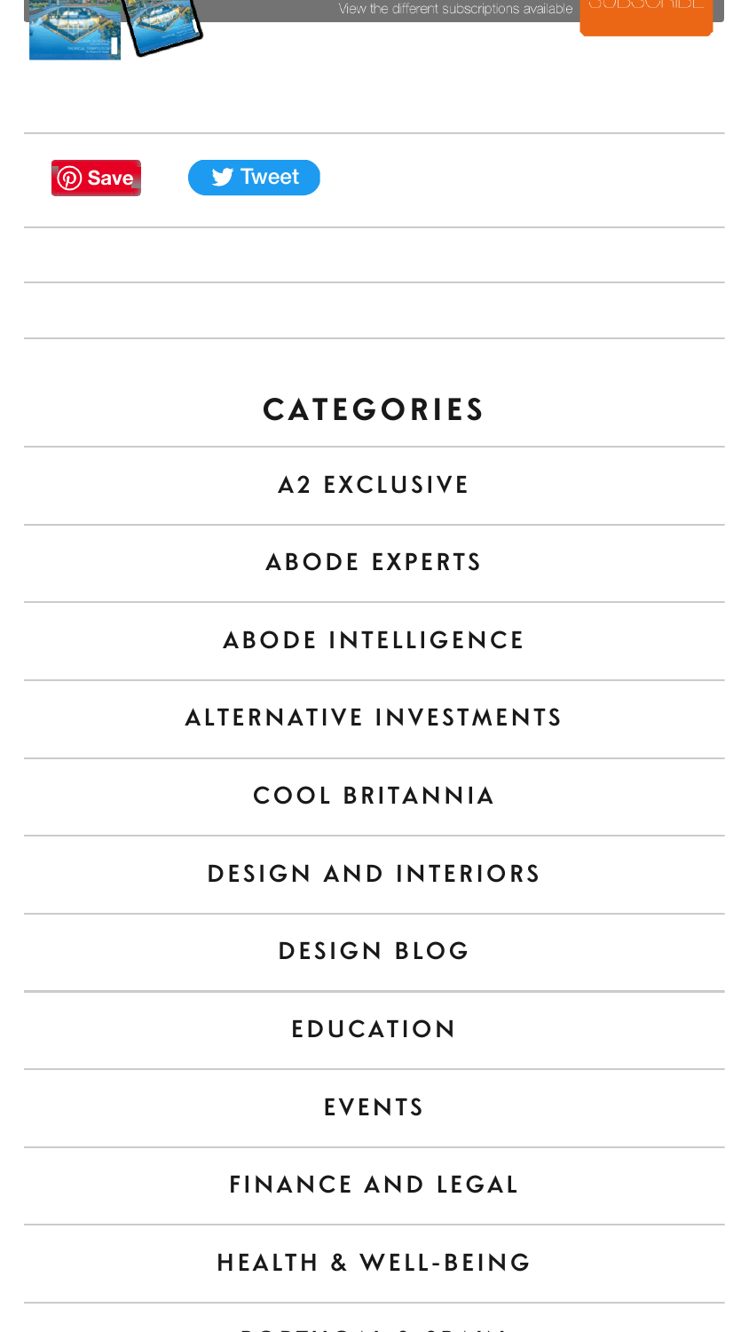View the different subscriptions available SUBSCRIBE

Save Tweet

## CATEGORIES

- A2 EXCLUSIVE
- ABODE EXPERTS
- ABODE INTELLIGENCE
- ALTERNATIVE INVESTMENTS
- COOL BRITANNIA
- DESIGN AND INTERIORS
- DESIGN BLOG
- EDUCATION
- EVENTS
- FINANCE AND LEGAL
- HEALTH & WELL-BEING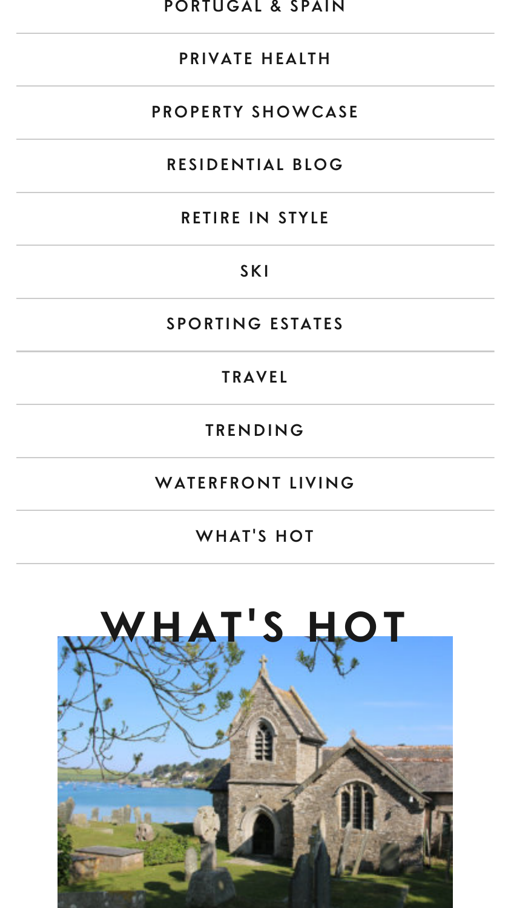PORTUGAL & SPAIN

PRIVATE HEALTH

PROPERTY SHOWCASE

RESIDENTIAL BLOG

RETIRE IN STYLE

SKI

SPORTING ESTATES

TRAVEL

TRENDING

WATERFRONT LIVING

WHAT'S HOT

# WHAT'S HOT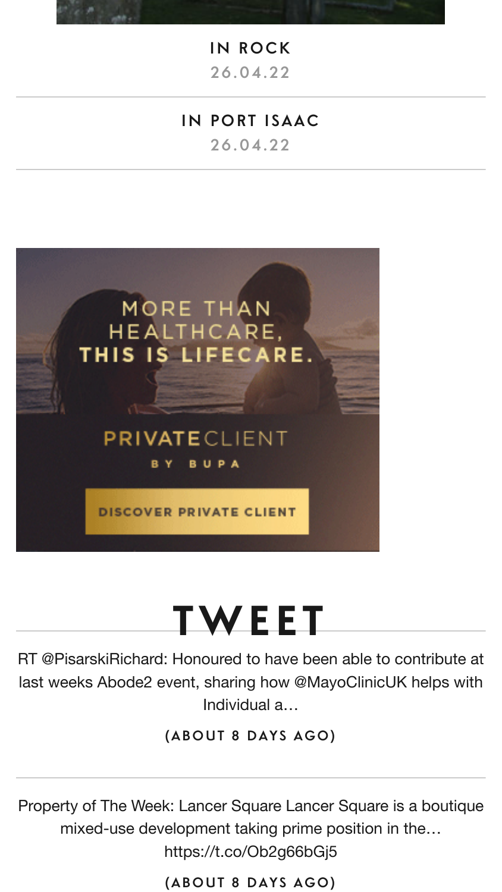IN ROCK

26.04.22

---

IN PORT ISAAC

26.04.22

---

MORE THAN HEALTHCARE, THIS IS LIFECARE.

PRIVATECLIENT

BY BUPA

DISCOVER PRIVATE CLIENT

# TWEET

RT @PisarskiRichard: Honoured to have been able to contribute at last weeks Abode2 event, sharing how @MayoClinicUK helps with Individual a…

(ABOUT 8 DAYS AGO)

---

Property of The Week: Lancer Square Lancer Square is a boutique mixed-use development taking prime position in the… https://t.co/Ob2g66bGj5

(ABOUT 8 DAYS AGO)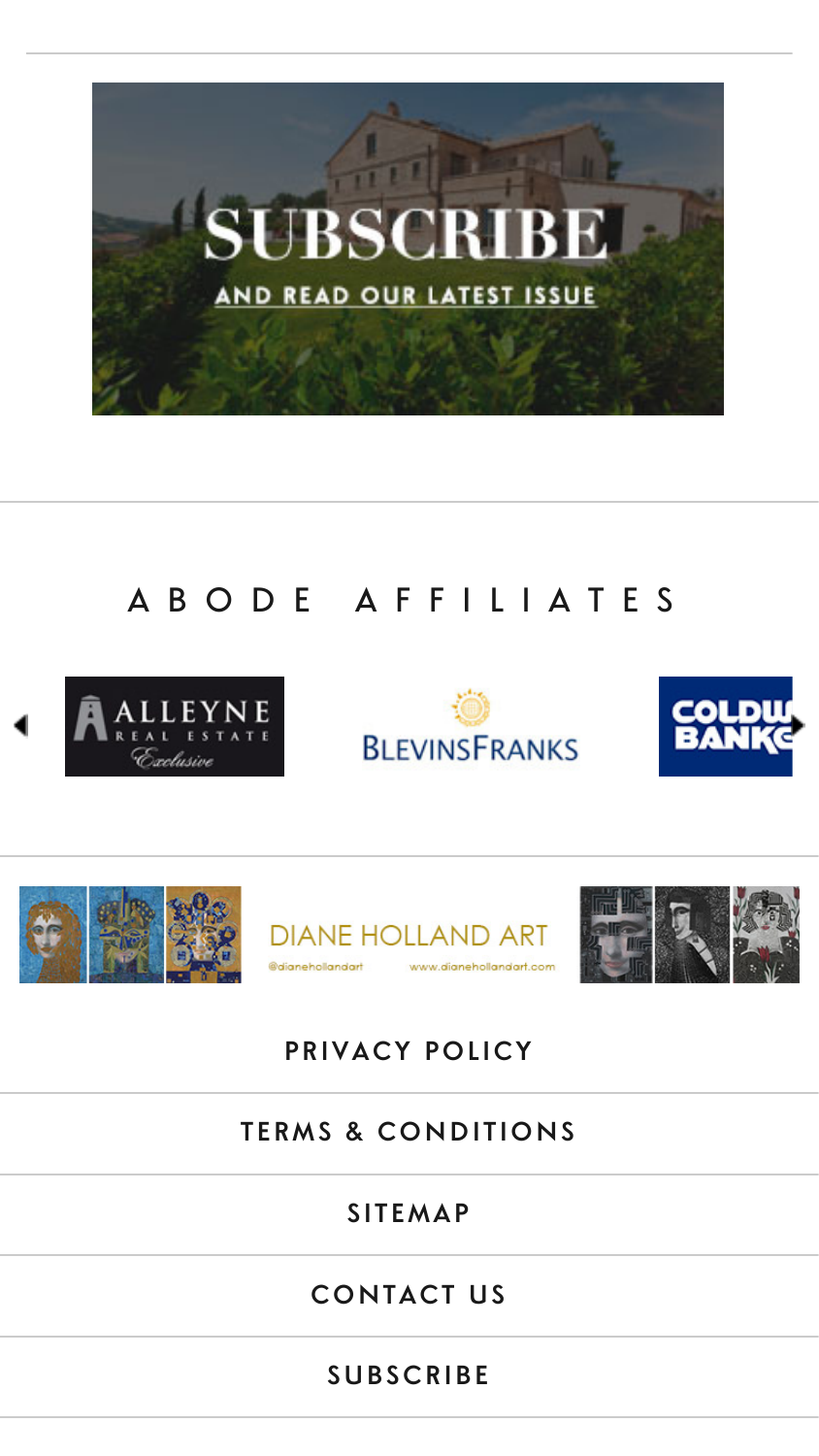SUBSCRIBE

AND READ OUR LATEST ISSUE

## ABODE AFFILIATES

ALLEYNE REAL ESTATE Exclusive

BLEVINSFRANKS

COLDW BANK

DIANE HOLLAND ART

@dianehollandart www.dianehollandart.com

PRIVACY POLICY

TERMS & CONDITIONS

SITEMAP

CONTACT US

SUBSCRIBE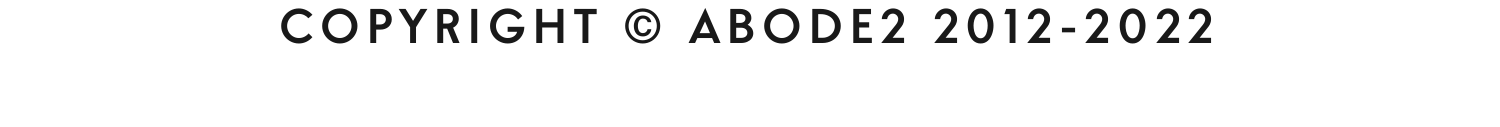COPYRIGHT © ABODE2 2012-2022